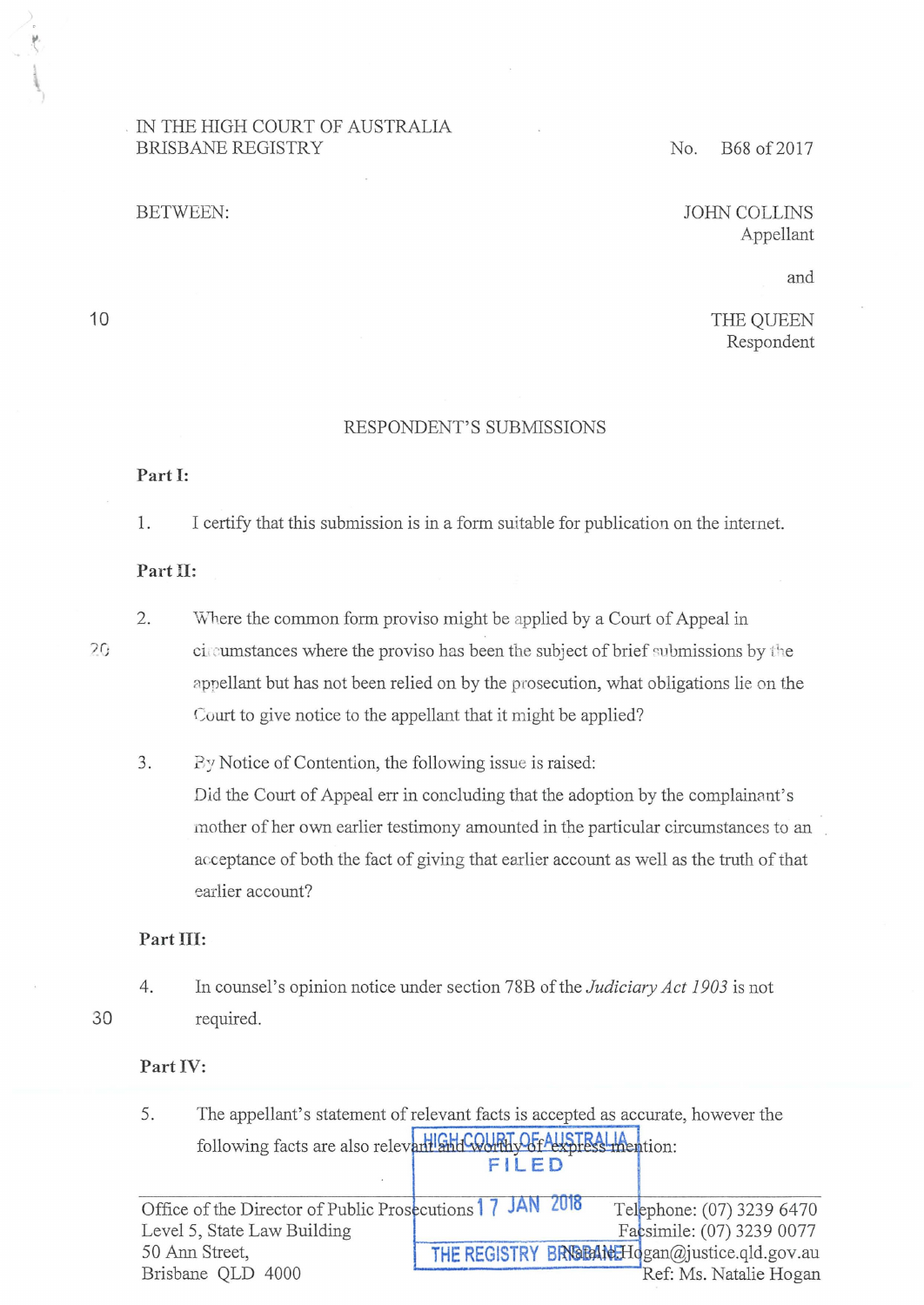IN THE HIGH COURT OF AUSTRALIA
BRISBANE REGISTRY

No. B68 of 2017

BETWEEN:

JOHN COLLINS
Appellant

and

THE QUEEN
Respondent

## RESPONDENT'S SUBMISSIONS

**Part I:**

1. I certify that this submission is in a form suitable for publication on the internet.

**Part II:**

2. Where the common form proviso might be applied by a Court of Appeal in circumstances where the proviso has been the subject of brief submissions by the appellant but has not been relied on by the prosecution, what obligations lie on the Court to give notice to the appellant that it might be applied?

3. By Notice of Contention, the following issue is raised:
Did the Court of Appeal err in concluding that the adoption by the complainant's mother of her own earlier testimony amounted in the particular circumstances to an acceptance of both the fact of giving that earlier account as well as the truth of that earlier account?

**Part III:**

4. In counsel's opinion notice under section 78B of the *Judiciary Act 1903* is not required.

**Part IV:**

5. The appellant's statement of relevant facts is accepted as accurate, however the following facts are also relevant and worthy of express mention:

HIGH COURT OF AUSTRALIA
FILED
17 JAN 2018
THE REGISTRY BRISBANE

Office of the Director of Public Prosecutions
Level 5, State Law Building
50 Ann Street,
Brisbane QLD 4000

Telephone: (07) 3239 6470
Facsimile: (07) 3239 0077
Natalie.Hogan@justice.qld.gov.au
Ref: Ms. Natalie Hogan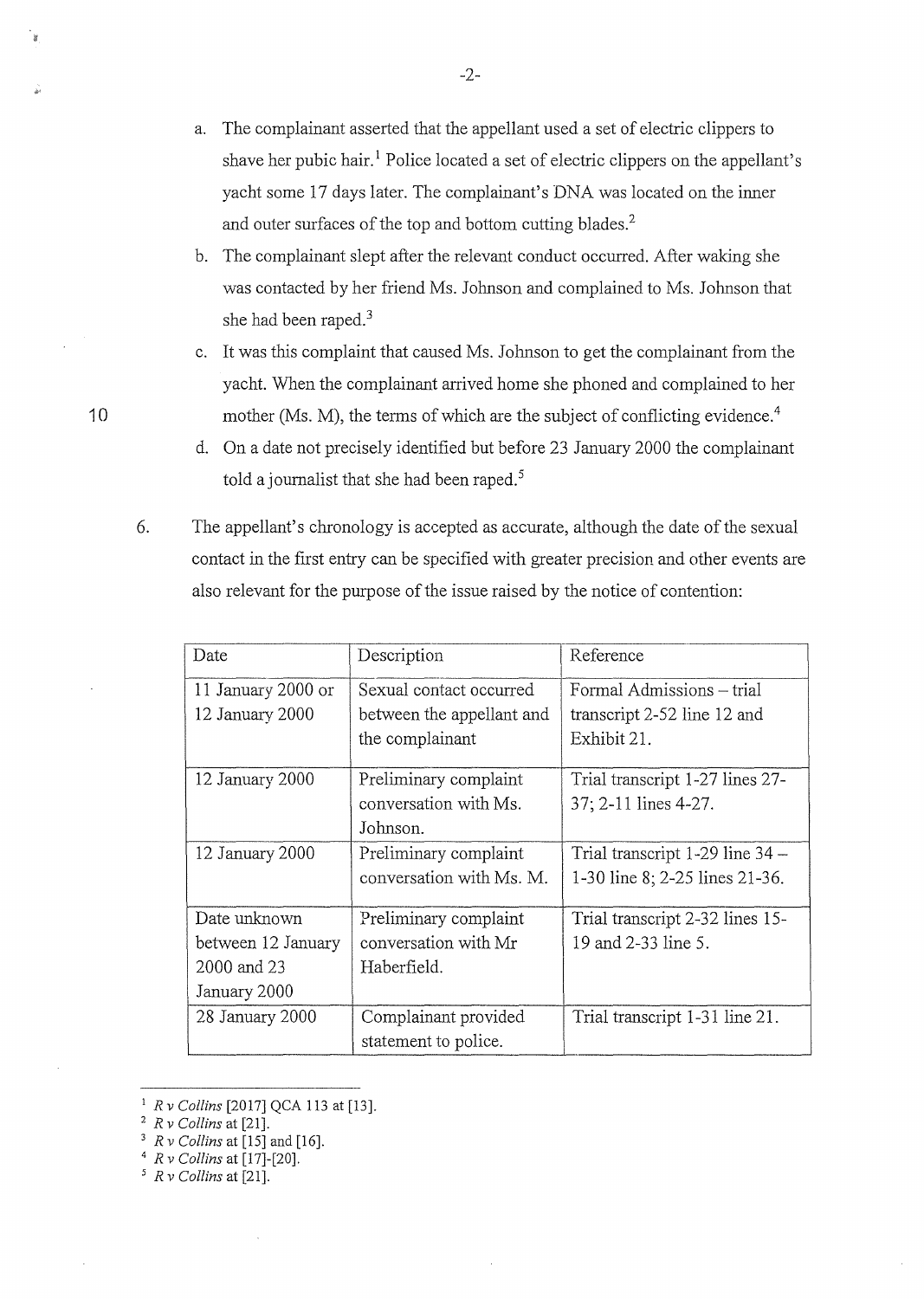a. The complainant asserted that the appellant used a set of electric clippers to shave her pubic hair.[1] Police located a set of electric clippers on the appellant's yacht some 17 days later. The complainant's DNA was located on the inner and outer surfaces of the top and bottom cutting blades.[2]

b. The complainant slept after the relevant conduct occurred. After waking she was contacted by her friend Ms. Johnson and complained to Ms. Johnson that she had been raped.[3]

c. It was this complaint that caused Ms. Johnson to get the complainant from the yacht. When the complainant arrived home she phoned and complained to her mother (Ms. M), the terms of which are the subject of conflicting evidence.[4]

d. On a date not precisely identified but before 23 January 2000 the complainant told a journalist that she had been raped.[5]

6. The appellant's chronology is accepted as accurate, although the date of the sexual contact in the first entry can be specified with greater precision and other events are also relevant for the purpose of the issue raised by the notice of contention:

| Date | Description | Reference |
|---|---|---|
| 11 January 2000 or 12 January 2000 | Sexual contact occurred between the appellant and the complainant | Formal Admissions – trial transcript 2-52 line 12 and Exhibit 21. |
| 12 January 2000 | Preliminary complaint conversation with Ms. Johnson. | Trial transcript 1-27 lines 27-37; 2-11 lines 4-27. |
| 12 January 2000 | Preliminary complaint conversation with Ms. M. | Trial transcript 1-29 line 34 – 1-30 line 8; 2-25 lines 21-36. |
| Date unknown between 12 January 2000 and 23 January 2000 | Preliminary complaint conversation with Mr Haberfield. | Trial transcript 2-32 lines 15-19 and 2-33 line 5. |
| 28 January 2000 | Complainant provided statement to police. | Trial transcript 1-31 line 21. |

[1] *R v Collins* [2017] QCA 113 at [13].
[2] *R v Collins* at [21].
[3] *R v Collins* at [15] and [16].
[4] *R v Collins* at [17]-[20].
[5] *R v Collins* at [21].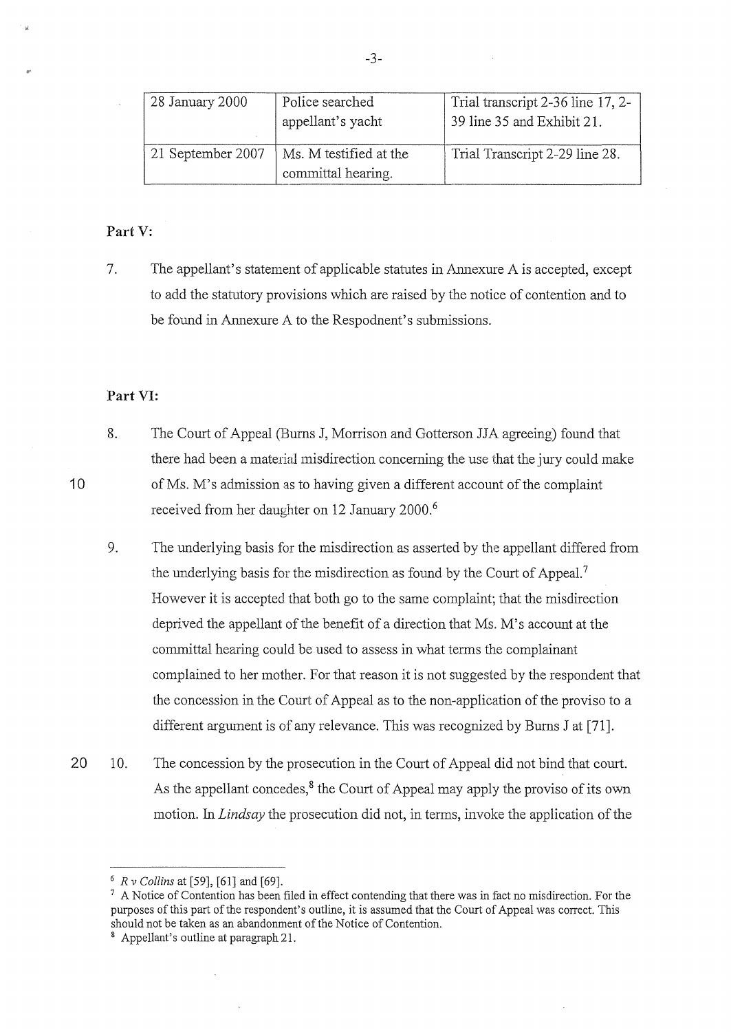| 28 January 2000 | Police searched appellant's yacht | Trial transcript 2-36 line 17, 2-39 line 35 and Exhibit 21. |
|---|---|---|
| 21 September 2007 | Ms. M testified at the committal hearing. | Trial Transcript 2-29 line 28. |

**Part V:**

7. The appellant's statement of applicable statutes in Annexure A is accepted, except to add the statutory provisions which are raised by the notice of contention and to be found in Annexure A to the Respodnent's submissions.

**Part VI:**

8. The Court of Appeal (Burns J, Morrison and Gotterson JJA agreeing) found that there had been a material misdirection concerning the use that the jury could make of Ms. M's admission as to having given a different account of the complaint received from her daughter on 12 January 2000.[6]

9. The underlying basis for the misdirection as asserted by the appellant differed from the underlying basis for the misdirection as found by the Court of Appeal.[7] However it is accepted that both go to the same complaint; that the misdirection deprived the appellant of the benefit of a direction that Ms. M's account at the committal hearing could be used to assess in what terms the complainant complained to her mother. For that reason it is not suggested by the respondent that the concession in the Court of Appeal as to the non-application of the proviso to a different argument is of any relevance. This was recognized by Burns J at [71].

10. The concession by the prosecution in the Court of Appeal did not bind that court. As the appellant concedes,[8] the Court of Appeal may apply the proviso of its own motion. In *Lindsay* the prosecution did not, in terms, invoke the application of the

---

[6] *R v Collins* at [59], [61] and [69].

[7] A Notice of Contention has been filed in effect contending that there was in fact no misdirection. For the purposes of this part of the respondent's outline, it is assumed that the Court of Appeal was correct. This should not be taken as an abandonment of the Notice of Contention.

[8] Appellant's outline at paragraph 21.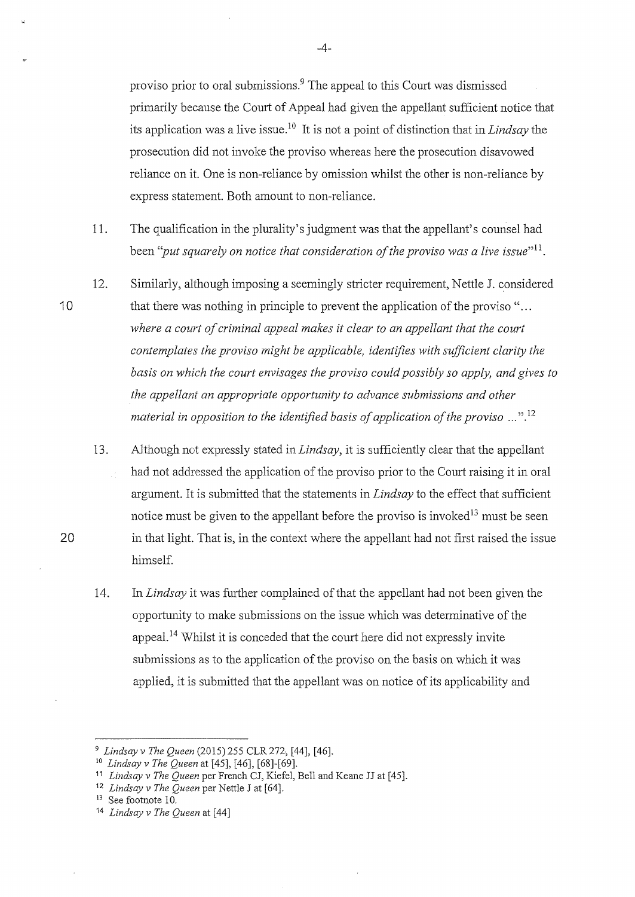proviso prior to oral submissions.[9] The appeal to this Court was dismissed primarily because the Court of Appeal had given the appellant sufficient notice that its application was a live issue.[10] It is not a point of distinction that in *Lindsay* the prosecution did not invoke the proviso whereas here the prosecution disavowed reliance on it. One is non-reliance by omission whilst the other is non-reliance by express statement. Both amount to non-reliance.

11. The qualification in the plurality's judgment was that the appellant's counsel had been *"put squarely on notice that consideration of the proviso was a live issue"*[11].

12. Similarly, although imposing a seemingly stricter requirement, Nettle J. considered that there was nothing in principle to prevent the application of the proviso "*... where a court of criminal appeal makes it clear to an appellant that the court contemplates the proviso might be applicable, identifies with sufficient clarity the basis on which the court envisages the proviso could possibly so apply, and gives to the appellant an appropriate opportunity to advance submissions and other material in opposition to the identified basis of application of the proviso ...*".[12]

13. Although not expressly stated in *Lindsay*, it is sufficiently clear that the appellant had not addressed the application of the proviso prior to the Court raising it in oral argument. It is submitted that the statements in *Lindsay* to the effect that sufficient notice must be given to the appellant before the proviso is invoked[13] must be seen in that light. That is, in the context where the appellant had not first raised the issue himself.

14. In *Lindsay* it was further complained of that the appellant had not been given the opportunity to make submissions on the issue which was determinative of the appeal.[14] Whilst it is conceded that the court here did not expressly invite submissions as to the application of the proviso on the basis on which it was applied, it is submitted that the appellant was on notice of its applicability and

---

[9] *Lindsay v The Queen* (2015) 255 CLR 272, [44], [46].

[10] *Lindsay v The Queen* at [45], [46], [68]-[69].

[11] *Lindsay v The Queen* per French CJ, Kiefel, Bell and Keane JJ at [45].

[12] *Lindsay v The Queen* per Nettle J at [64].

[13] See footnote 10.

[14] *Lindsay v The Queen* at [44]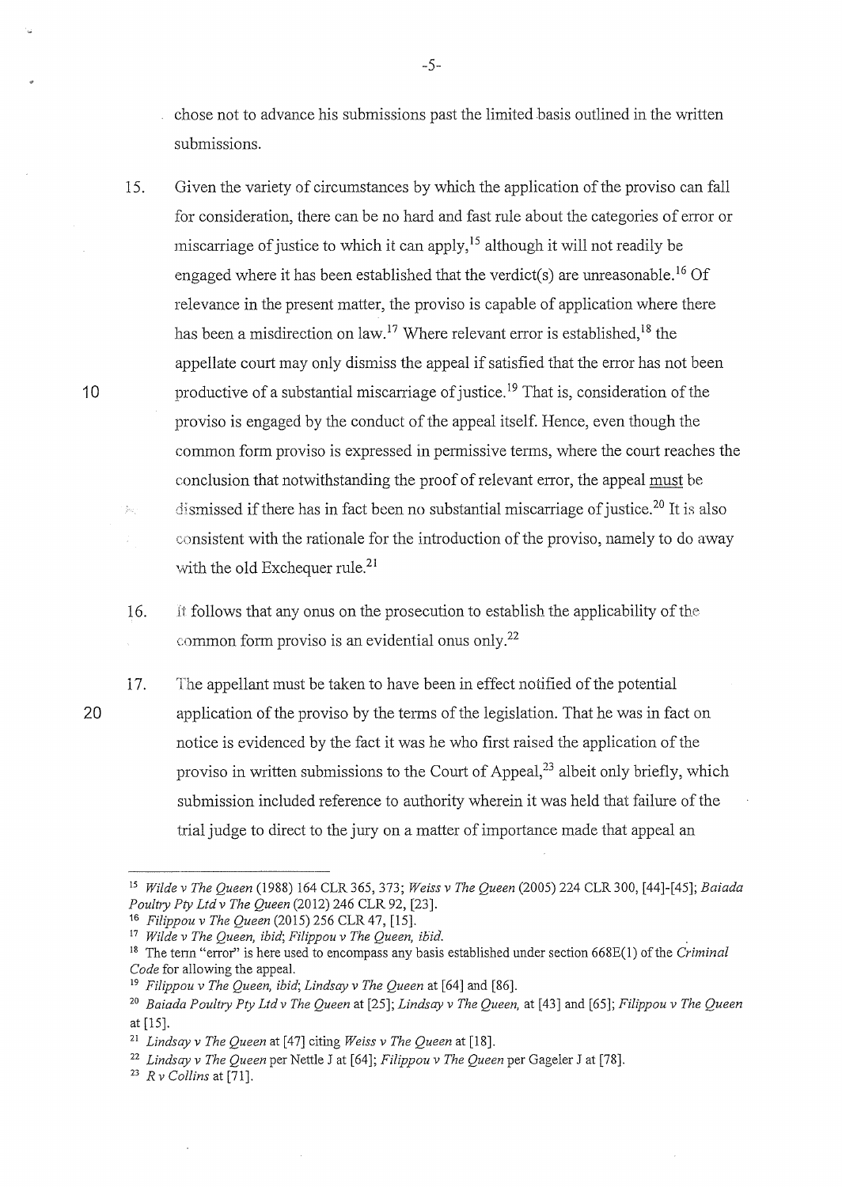chose not to advance his submissions past the limited basis outlined in the written submissions.

15. Given the variety of circumstances by which the application of the proviso can fall for consideration, there can be no hard and fast rule about the categories of error or miscarriage of justice to which it can apply,[15] although it will not readily be engaged where it has been established that the verdict(s) are unreasonable.[16] Of relevance in the present matter, the proviso is capable of application where there has been a misdirection on law.[17] Where relevant error is established,[18] the appellate court may only dismiss the appeal if satisfied that the error has not been productive of a substantial miscarriage of justice.[19] That is, consideration of the proviso is engaged by the conduct of the appeal itself. Hence, even though the common form proviso is expressed in permissive terms, where the court reaches the conclusion that notwithstanding the proof of relevant error, the appeal <u>must</u> be dismissed if there has in fact been no substantial miscarriage of justice.[20] It is also consistent with the rationale for the introduction of the proviso, namely to do away with the old Exchequer rule.[21]

16. It follows that any onus on the prosecution to establish the applicability of the common form proviso is an evidential onus only.[22]

17. The appellant must be taken to have been in effect notified of the potential application of the proviso by the terms of the legislation. That he was in fact on notice is evidenced by the fact it was he who first raised the application of the proviso in written submissions to the Court of Appeal,[23] albeit only briefly, which submission included reference to authority wherein it was held that failure of the trial judge to direct to the jury on a matter of importance made that appeal an

---

[15] *Wilde v The Queen* (1988) 164 CLR 365, 373; *Weiss v The Queen* (2005) 224 CLR 300, [44]-[45]; *Baiada Poultry Pty Ltd v The Queen* (2012) 246 CLR 92, [23].

[16] *Filippou v The Queen* (2015) 256 CLR 47, [15].

[17] *Wilde v The Queen, ibid*; *Filippou v The Queen, ibid.*

[18] The term "error" is here used to encompass any basis established under section 668E(1) of the *Criminal Code* for allowing the appeal.

[19] *Filippou v The Queen, ibid*; *Lindsay v The Queen* at [64] and [86].

[20] *Baiada Poultry Pty Ltd v The Queen* at [25]; *Lindsay v The Queen,* at [43] and [65]; *Filippou v The Queen* at [15].

[21] *Lindsay v The Queen* at [47] citing *Weiss v The Queen* at [18].

[22] *Lindsay v The Queen* per Nettle J at [64]; *Filippou v The Queen* per Gageler J at [78].

[23] *R v Collins* at [71].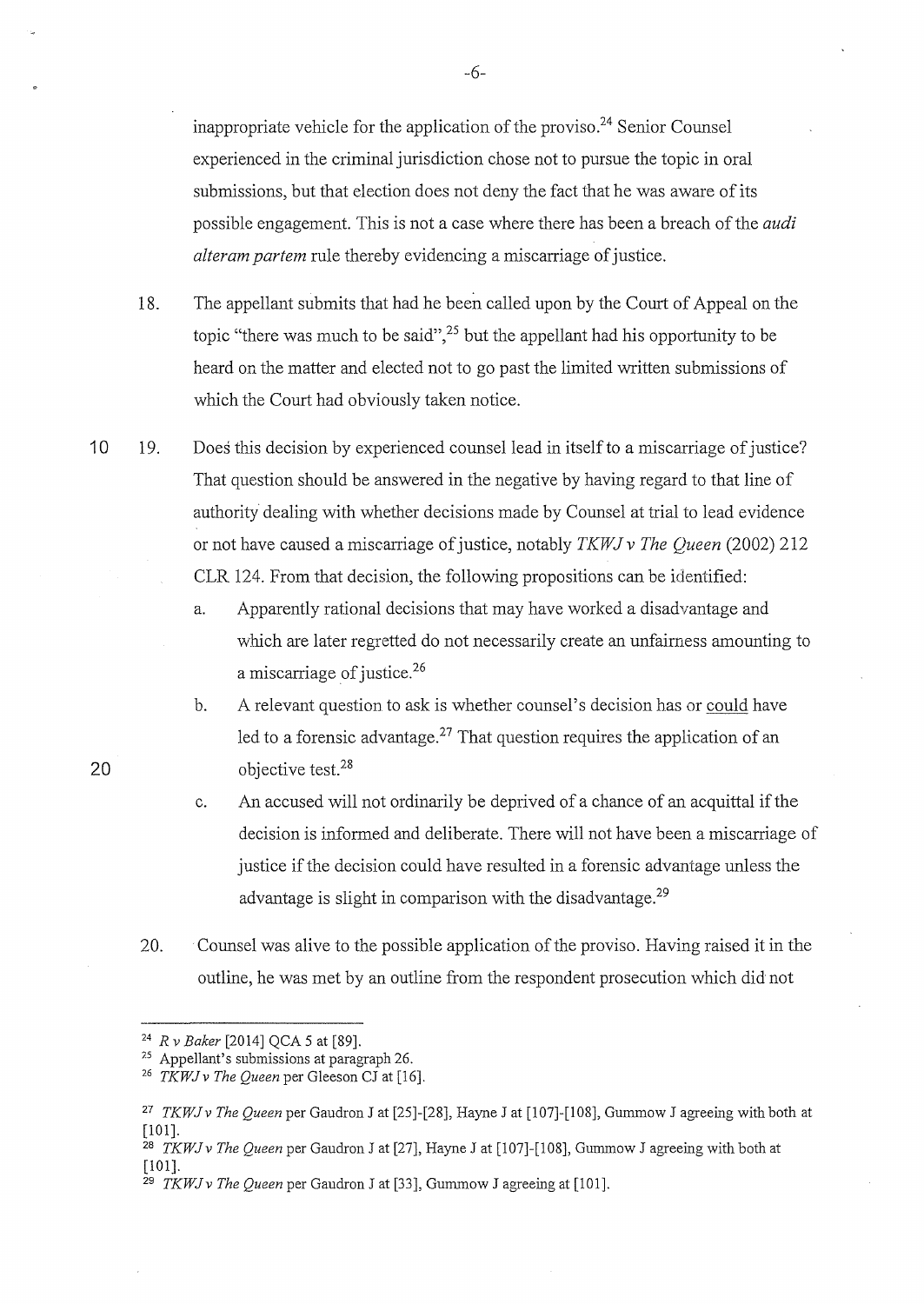inappropriate vehicle for the application of the proviso.[24] Senior Counsel experienced in the criminal jurisdiction chose not to pursue the topic in oral submissions, but that election does not deny the fact that he was aware of its possible engagement. This is not a case where there has been a breach of the *audi alteram partem* rule thereby evidencing a miscarriage of justice.

18. The appellant submits that had he been called upon by the Court of Appeal on the topic "there was much to be said",[25] but the appellant had his opportunity to be heard on the matter and elected not to go past the limited written submissions of which the Court had obviously taken notice.

19. Does this decision by experienced counsel lead in itself to a miscarriage of justice? That question should be answered in the negative by having regard to that line of authority dealing with whether decisions made by Counsel at trial to lead evidence or not have caused a miscarriage of justice, notably *TKWJ v The Queen* (2002) 212 CLR 124. From that decision, the following propositions can be identified:

    a. Apparently rational decisions that may have worked a disadvantage and which are later regretted do not necessarily create an unfairness amounting to a miscarriage of justice.[26]

    b. A relevant question to ask is whether counsel's decision has or could have led to a forensic advantage.[27] That question requires the application of an objective test.[28]

    c. An accused will not ordinarily be deprived of a chance of an acquittal if the decision is informed and deliberate. There will not have been a miscarriage of justice if the decision could have resulted in a forensic advantage unless the advantage is slight in comparison with the disadvantage.[29]

20. Counsel was alive to the possible application of the proviso. Having raised it in the outline, he was met by an outline from the respondent prosecution which did not

---

[24] *R v Baker* [2014] QCA 5 at [89].

[25] Appellant's submissions at paragraph 26.

[26] *TKWJ v The Queen* per Gleeson CJ at [16].

[27] *TKWJ v The Queen* per Gaudron J at [25]-[28], Hayne J at [107]-[108], Gummow J agreeing with both at [101].

[28] *TKWJ v The Queen* per Gaudron J at [27], Hayne J at [107]-[108], Gummow J agreeing with both at [101].

[29] *TKWJ v The Queen* per Gaudron J at [33], Gummow J agreeing at [101].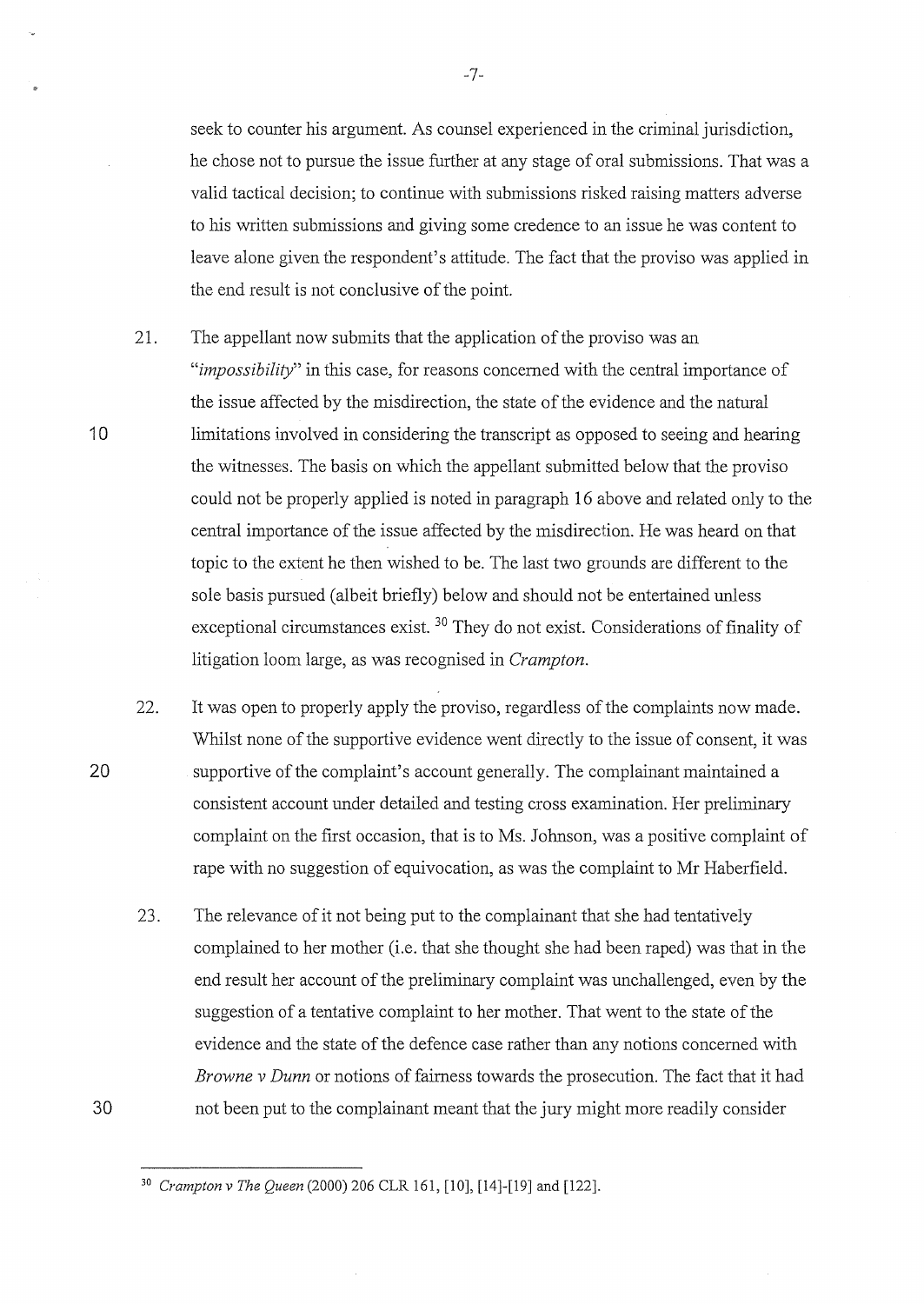seek to counter his argument. As counsel experienced in the criminal jurisdiction, he chose not to pursue the issue further at any stage of oral submissions. That was a valid tactical decision; to continue with submissions risked raising matters adverse to his written submissions and giving some credence to an issue he was content to leave alone given the respondent's attitude. The fact that the proviso was applied in the end result is not conclusive of the point.

21. The appellant now submits that the application of the proviso was an "*impossibility*" in this case, for reasons concerned with the central importance of the issue affected by the misdirection, the state of the evidence and the natural limitations involved in considering the transcript as opposed to seeing and hearing the witnesses. The basis on which the appellant submitted below that the proviso could not be properly applied is noted in paragraph 16 above and related only to the central importance of the issue affected by the misdirection. He was heard on that topic to the extent he then wished to be. The last two grounds are different to the sole basis pursued (albeit briefly) below and should not be entertained unless exceptional circumstances exist.[30] They do not exist. Considerations of finality of litigation loom large, as was recognised in *Crampton*.

22. It was open to properly apply the proviso, regardless of the complaints now made. Whilst none of the supportive evidence went directly to the issue of consent, it was supportive of the complaint's account generally. The complainant maintained a consistent account under detailed and testing cross examination. Her preliminary complaint on the first occasion, that is to Ms. Johnson, was a positive complaint of rape with no suggestion of equivocation, as was the complaint to Mr Haberfield.

23. The relevance of it not being put to the complainant that she had tentatively complained to her mother (i.e. that she thought she had been raped) was that in the end result her account of the preliminary complaint was unchallenged, even by the suggestion of a tentative complaint to her mother. That went to the state of the evidence and the state of the defence case rather than any notions concerned with *Browne v Dunn* or notions of fairness towards the prosecution. The fact that it had not been put to the complainant meant that the jury might more readily consider

---

[30] *Crampton v The Queen* (2000) 206 CLR 161, [10], [14]-[19] and [122].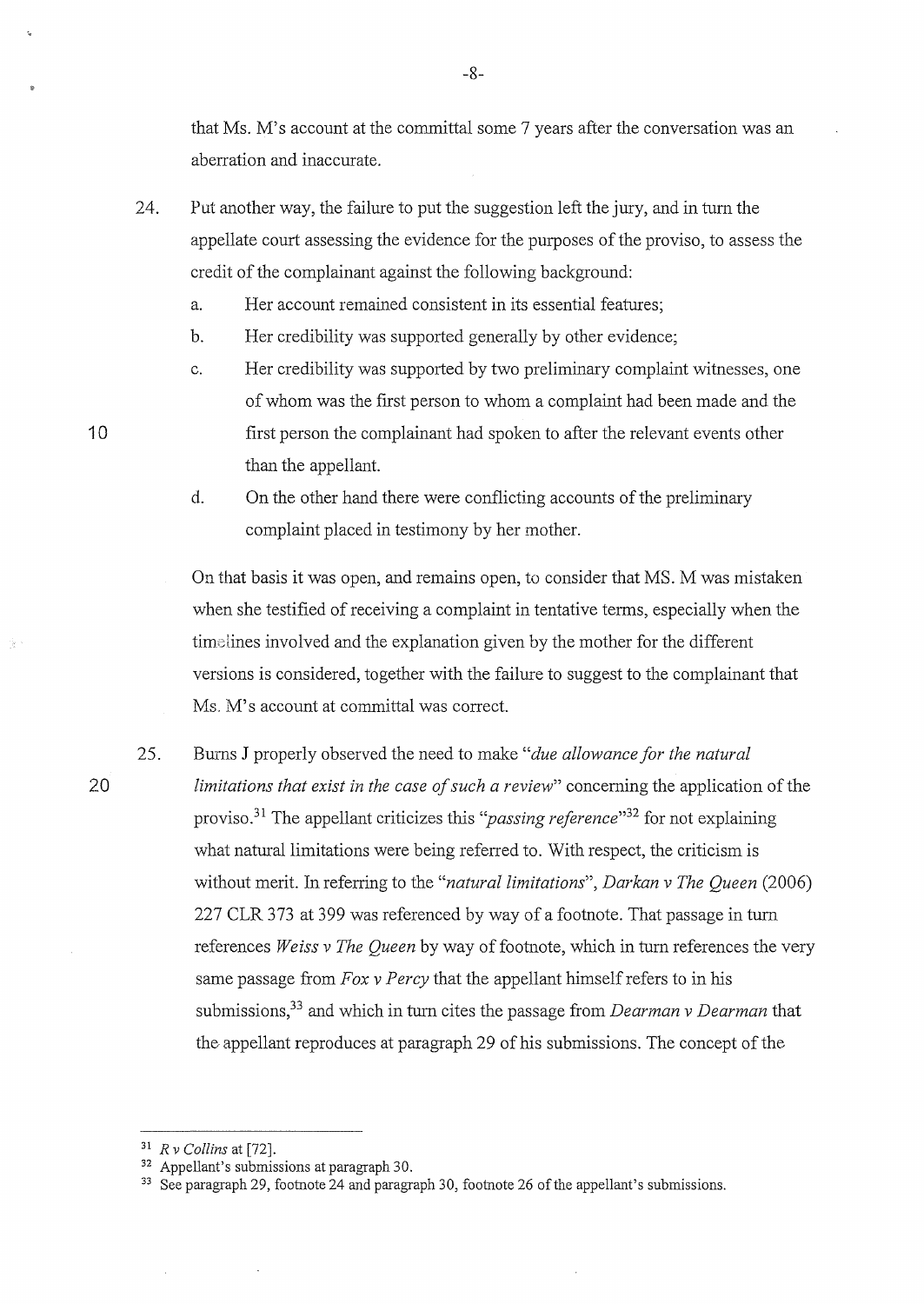that Ms. M's account at the committal some 7 years after the conversation was an aberration and inaccurate.

24. Put another way, the failure to put the suggestion left the jury, and in turn the appellate court assessing the evidence for the purposes of the proviso, to assess the credit of the complainant against the following background:

    a. Her account remained consistent in its essential features;

    b. Her credibility was supported generally by other evidence;

    c. Her credibility was supported by two preliminary complaint witnesses, one of whom was the first person to whom a complaint had been made and the first person the complainant had spoken to after the relevant events other than the appellant.

    d. On the other hand there were conflicting accounts of the preliminary complaint placed in testimony by her mother.

    On that basis it was open, and remains open, to consider that MS. M was mistaken when she testified of receiving a complaint in tentative terms, especially when the timelines involved and the explanation given by the mother for the different versions is considered, together with the failure to suggest to the complainant that Ms. M's account at committal was correct.

25. Burns J properly observed the need to make "*due allowance for the natural limitations that exist in the case of such a review*" concerning the application of the proviso.[31] The appellant criticizes this "*passing reference*"[32] for not explaining what natural limitations were being referred to. With respect, the criticism is without merit. In referring to the "*natural limitations*", *Darkan v The Queen* (2006) 227 CLR 373 at 399 was referenced by way of a footnote. That passage in turn references *Weiss v The Queen* by way of footnote, which in turn references the very same passage from *Fox v Percy* that the appellant himself refers to in his submissions,[33] and which in turn cites the passage from *Dearman v Dearman* that the appellant reproduces at paragraph 29 of his submissions. The concept of the

---

[31] *R v Collins* at [72].

[32] Appellant's submissions at paragraph 30.

[33] See paragraph 29, footnote 24 and paragraph 30, footnote 26 of the appellant's submissions.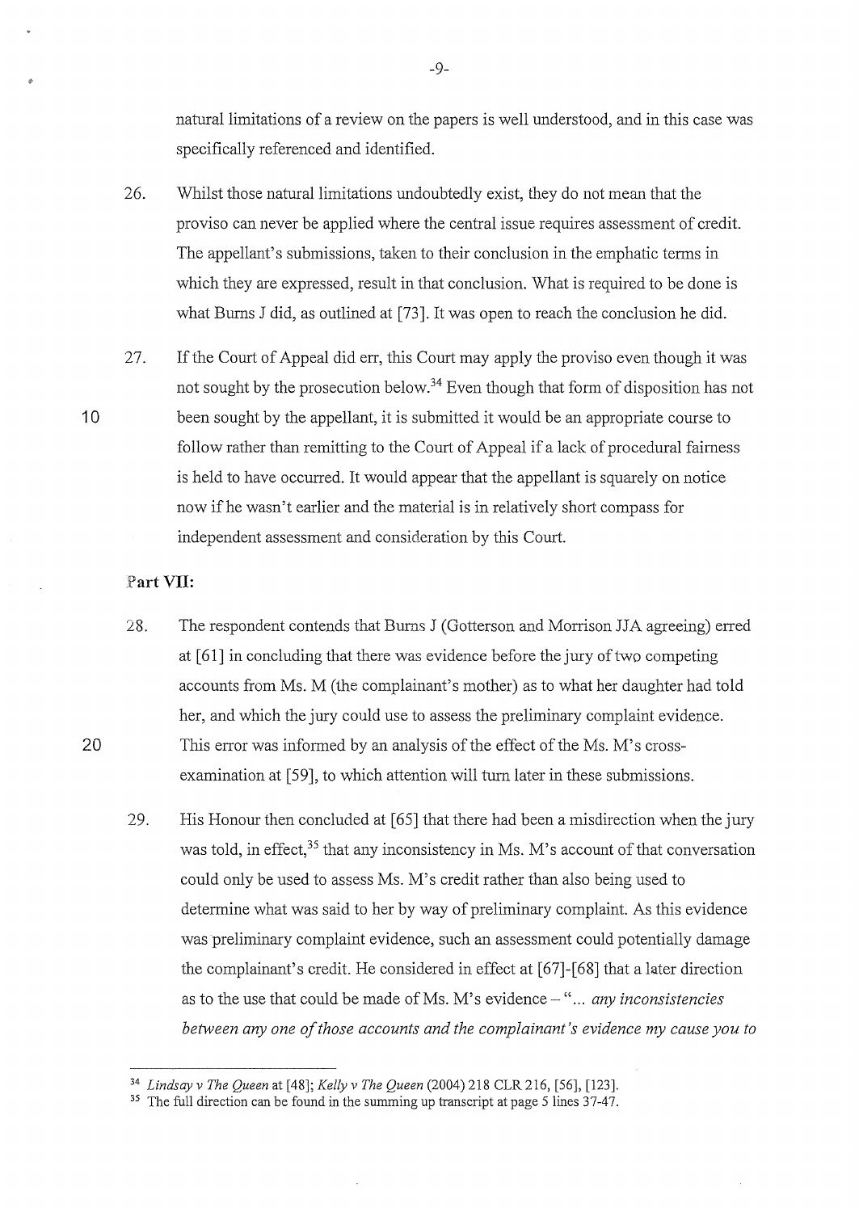natural limitations of a review on the papers is well understood, and in this case was specifically referenced and identified.

26. Whilst those natural limitations undoubtedly exist, they do not mean that the proviso can never be applied where the central issue requires assessment of credit. The appellant's submissions, taken to their conclusion in the emphatic terms in which they are expressed, result in that conclusion. What is required to be done is what Burns J did, as outlined at [73]. It was open to reach the conclusion he did.

27. If the Court of Appeal did err, this Court may apply the proviso even though it was not sought by the prosecution below.[34] Even though that form of disposition has not been sought by the appellant, it is submitted it would be an appropriate course to follow rather than remitting to the Court of Appeal if a lack of procedural fairness is held to have occurred. It would appear that the appellant is squarely on notice now if he wasn't earlier and the material is in relatively short compass for independent assessment and consideration by this Court.

**Part VII:**

28. The respondent contends that Burns J (Gotterson and Morrison JJA agreeing) erred at [61] in concluding that there was evidence before the jury of two competing accounts from Ms. M (the complainant's mother) as to what her daughter had told her, and which the jury could use to assess the preliminary complaint evidence. This error was informed by an analysis of the effect of the Ms. M's cross-examination at [59], to which attention will turn later in these submissions.

29. His Honour then concluded at [65] that there had been a misdirection when the jury was told, in effect,[35] that any inconsistency in Ms. M's account of that conversation could only be used to assess Ms. M's credit rather than also being used to determine what was said to her by way of preliminary complaint. As this evidence was preliminary complaint evidence, such an assessment could potentially damage the complainant's credit. He considered in effect at [67]-[68] that a later direction as to the use that could be made of Ms. M's evidence – "*... any inconsistencies between any one of those accounts and the complainant's evidence my cause you to*

---

[34] *Lindsay v The Queen* at [48]; *Kelly v The Queen* (2004) 218 CLR 216, [56], [123].

[35] The full direction can be found in the summing up transcript at page 5 lines 37-47.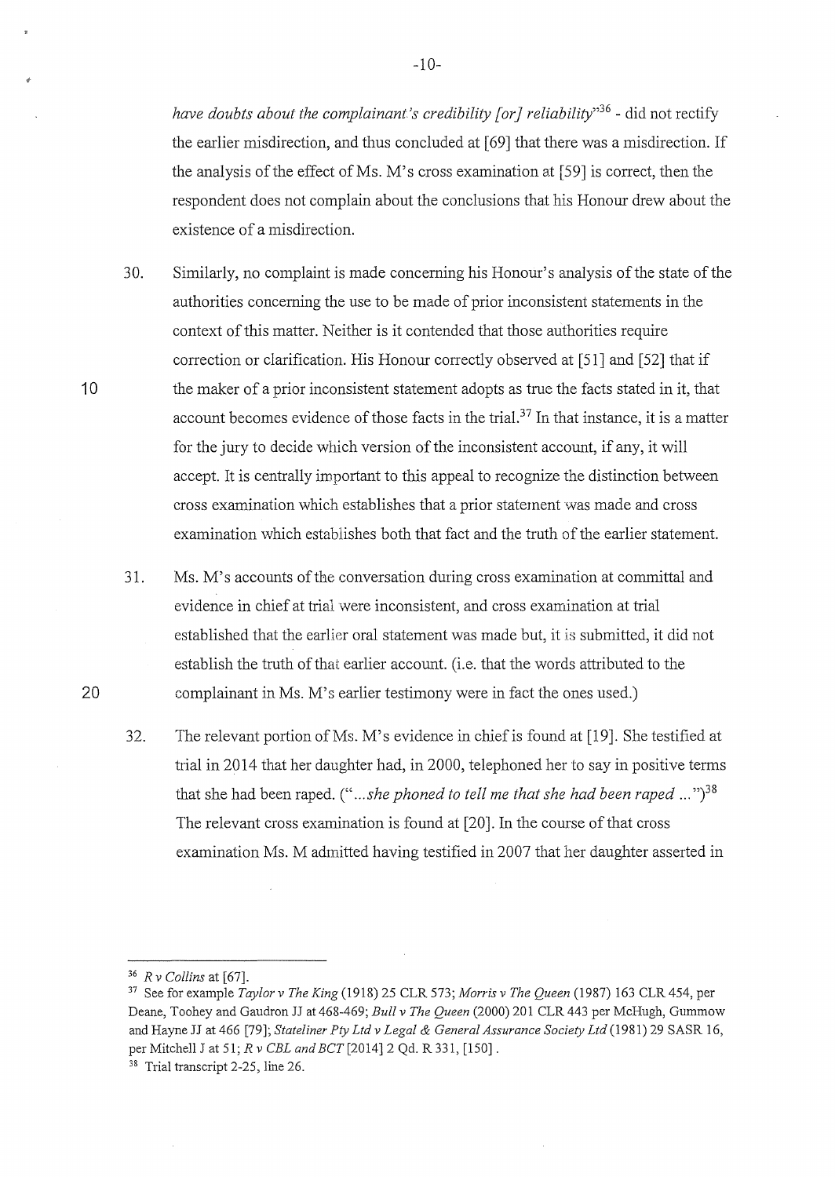*have doubts about the complainant's credibility [or] reliability*"[36] - did not rectify the earlier misdirection, and thus concluded at [69] that there was a misdirection. If the analysis of the effect of Ms. M's cross examination at [59] is correct, then the respondent does not complain about the conclusions that his Honour drew about the existence of a misdirection.

30. Similarly, no complaint is made concerning his Honour's analysis of the state of the authorities concerning the use to be made of prior inconsistent statements in the context of this matter. Neither is it contended that those authorities require correction or clarification. His Honour correctly observed at [51] and [52] that if the maker of a prior inconsistent statement adopts as true the facts stated in it, that account becomes evidence of those facts in the trial.[37] In that instance, it is a matter for the jury to decide which version of the inconsistent account, if any, it will accept. It is centrally important to this appeal to recognize the distinction between cross examination which establishes that a prior statement was made and cross examination which establishes both that fact and the truth of the earlier statement.

31. Ms. M's accounts of the conversation during cross examination at committal and evidence in chief at trial were inconsistent, and cross examination at trial established that the earlier oral statement was made but, it is submitted, it did not establish the truth of that earlier account. (i.e. that the words attributed to the complainant in Ms. M's earlier testimony were in fact the ones used.)

32. The relevant portion of Ms. M's evidence in chief is found at [19]. She testified at trial in 2014 that her daughter had, in 2000, telephoned her to say in positive terms that she had been raped. ("*...she phoned to tell me that she had been raped ...*")[38] The relevant cross examination is found at [20]. In the course of that cross examination Ms. M admitted having testified in 2007 that her daughter asserted in

---

[36] *R v Collins* at [67].

[37] See for example *Taylor v The King* (1918) 25 CLR 573; *Morris v The Queen* (1987) 163 CLR 454, per Deane, Toohey and Gaudron JJ at 468-469; *Bull v The Queen* (2000) 201 CLR 443 per McHugh, Gummow and Hayne JJ at 466 [79]; *Stateliner Pty Ltd v Legal & General Assurance Society Ltd* (1981) 29 SASR 16, per Mitchell J at 51; *R v CBL and BCT* [2014] 2 Qd. R 331, [150].

[38] Trial transcript 2-25, line 26.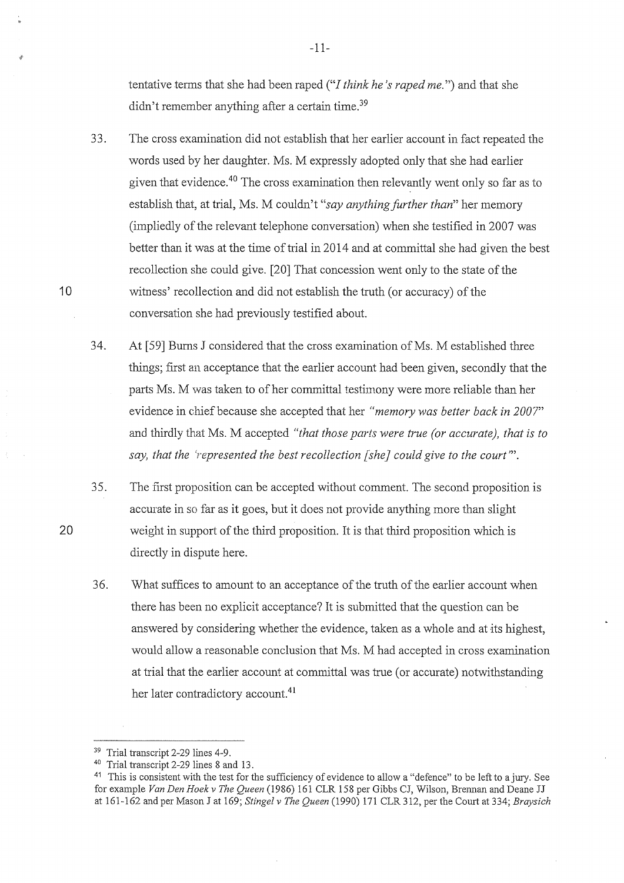tentative terms that she had been raped (*"I think he's raped me."*) and that she didn't remember anything after a certain time.[39]

33. The cross examination did not establish that her earlier account in fact repeated the words used by her daughter. Ms. M expressly adopted only that she had earlier given that evidence.[40] The cross examination then relevantly went only so far as to establish that, at trial, Ms. M couldn't *"say anything further than"* her memory (impliedly of the relevant telephone conversation) when she testified in 2007 was better than it was at the time of trial in 2014 and at committal she had given the best recollection she could give. [20] That concession went only to the state of the witness' recollection and did not establish the truth (or accuracy) of the conversation she had previously testified about.

34. At [59] Burns J considered that the cross examination of Ms. M established three things; first an acceptance that the earlier account had been given, secondly that the parts Ms. M was taken to of her committal testimony were more reliable than her evidence in chief because she accepted that her *"memory was better back in 2007"* and thirdly that Ms. M accepted *"that those parts were true (or accurate), that is to say, that the 'represented the best recollection [she] could give to the court'"*.

35. The first proposition can be accepted without comment. The second proposition is accurate in so far as it goes, but it does not provide anything more than slight weight in support of the third proposition. It is that third proposition which is directly in dispute here.

36. What suffices to amount to an acceptance of the truth of the earlier account when there has been no explicit acceptance? It is submitted that the question can be answered by considering whether the evidence, taken as a whole and at its highest, would allow a reasonable conclusion that Ms. M had accepted in cross examination at trial that the earlier account at committal was true (or accurate) notwithstanding her later contradictory account.[41]

---

[39] Trial transcript 2-29 lines 4-9.

[40] Trial transcript 2-29 lines 8 and 13.

[41] This is consistent with the test for the sufficiency of evidence to allow a "defence" to be left to a jury. See for example *Van Den Hoek v The Queen* (1986) 161 CLR 158 per Gibbs CJ, Wilson, Brennan and Deane JJ at 161-162 and per Mason J at 169; *Stingel v The Queen* (1990) 171 CLR 312, per the Court at 334; *Braysich*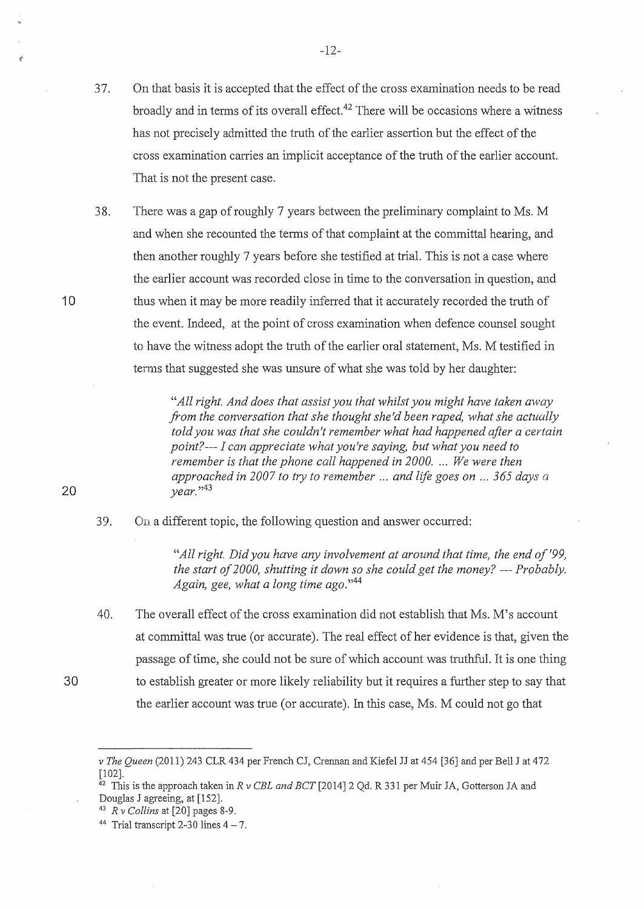37. On that basis it is accepted that the effect of the cross examination needs to be read broadly and in terms of its overall effect.[42] There will be occasions where a witness has not precisely admitted the truth of the earlier assertion but the effect of the cross examination carries an implicit acceptance of the truth of the earlier account. That is not the present case.

38. There was a gap of roughly 7 years between the preliminary complaint to Ms. M and when she recounted the terms of that complaint at the committal hearing, and then another roughly 7 years before she testified at trial. This is not a case where the earlier account was recorded close in time to the conversation in question, and thus when it may be more readily inferred that it accurately recorded the truth of the event. Indeed, at the point of cross examination when defence counsel sought to have the witness adopt the truth of the earlier oral statement, Ms. M testified in terms that suggested she was unsure of what she was told by her daughter:

> *"All right. And does that assist you that whilst you might have taken away from the conversation that she thought she'd been raped, what she actually told you was that she couldn't remember what had happened after a certain point?--- I can appreciate what you're saying, but what you need to remember is that the phone call happened in 2000. ... We were then approached in 2007 to try to remember ... and life goes on ... 365 days a year."*[43]

39. On a different topic, the following question and answer occurred:

> *"All right. Did you have any involvement at around that time, the end of '99, the start of 2000, shutting it down so she could get the money? --- Probably. Again, gee, what a long time ago."*[44]

40. The overall effect of the cross examination did not establish that Ms. M's account at committal was true (or accurate). The real effect of her evidence is that, given the passage of time, she could not be sure of which account was truthful. It is one thing to establish greater or more likely reliability but it requires a further step to say that the earlier account was true (or accurate). In this case, Ms. M could not go that

---

*v The Queen* (2011) 243 CLR 434 per French CJ, Crennan and Kiefel JJ at 454 [36] and per Bell J at 472 [102].

[42] This is the approach taken in *R v CBL and BCT* [2014] 2 Qd. R 331 per Muir JA, Gotterson JA and Douglas J agreeing, at [152].

[43] *R v Collins* at [20] pages 8-9.

[44] Trial transcript 2-30 lines 4 – 7.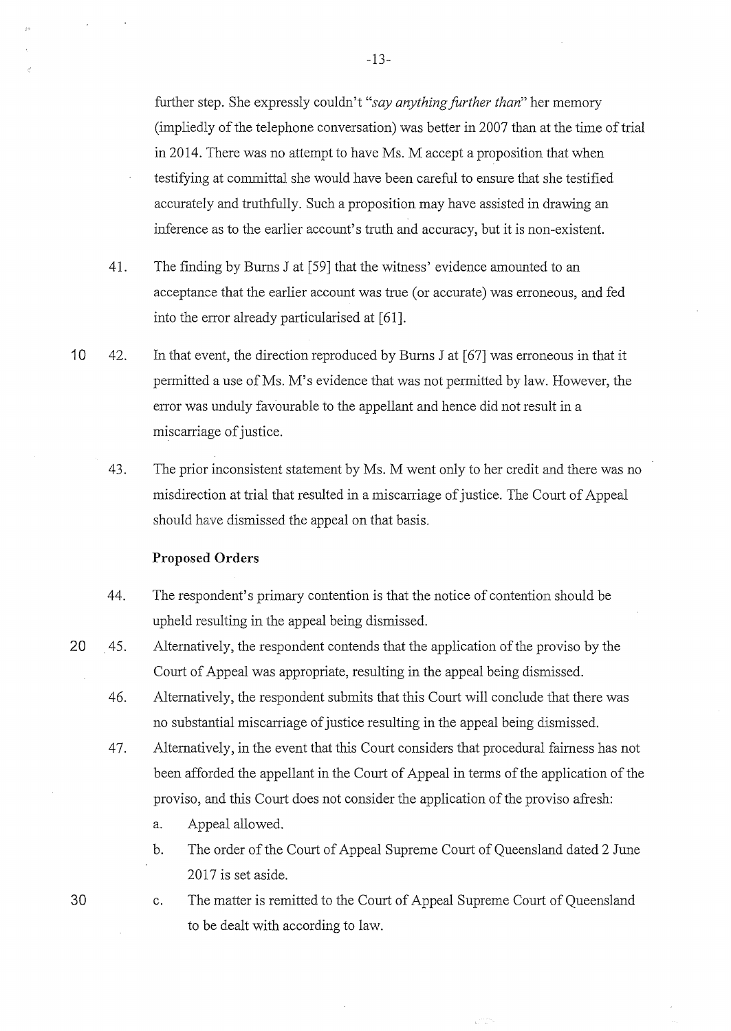further step. She expressly couldn't "*say anything further than*" her memory (impliedly of the telephone conversation) was better in 2007 than at the time of trial in 2014. There was no attempt to have Ms. M accept a proposition that when testifying at committal she would have been careful to ensure that she testified accurately and truthfully. Such a proposition may have assisted in drawing an inference as to the earlier account's truth and accuracy, but it is non-existent.

41. The finding by Burns J at [59] that the witness' evidence amounted to an acceptance that the earlier account was true (or accurate) was erroneous, and fed into the error already particularised at [61].

42. In that event, the direction reproduced by Burns J at [67] was erroneous in that it permitted a use of Ms. M's evidence that was not permitted by law. However, the error was unduly favourable to the appellant and hence did not result in a miscarriage of justice.

43. The prior inconsistent statement by Ms. M went only to her credit and there was no misdirection at trial that resulted in a miscarriage of justice. The Court of Appeal should have dismissed the appeal on that basis.

**Proposed Orders**

44. The respondent's primary contention is that the notice of contention should be upheld resulting in the appeal being dismissed.

45. Alternatively, the respondent contends that the application of the proviso by the Court of Appeal was appropriate, resulting in the appeal being dismissed.

46. Alternatively, the respondent submits that this Court will conclude that there was no substantial miscarriage of justice resulting in the appeal being dismissed.

47. Alternatively, in the event that this Court considers that procedural fairness has not been afforded the appellant in the Court of Appeal in terms of the application of the proviso, and this Court does not consider the application of the proviso afresh:

    a. Appeal allowed.

    b. The order of the Court of Appeal Supreme Court of Queensland dated 2 June 2017 is set aside.

    c. The matter is remitted to the Court of Appeal Supreme Court of Queensland to be dealt with according to law.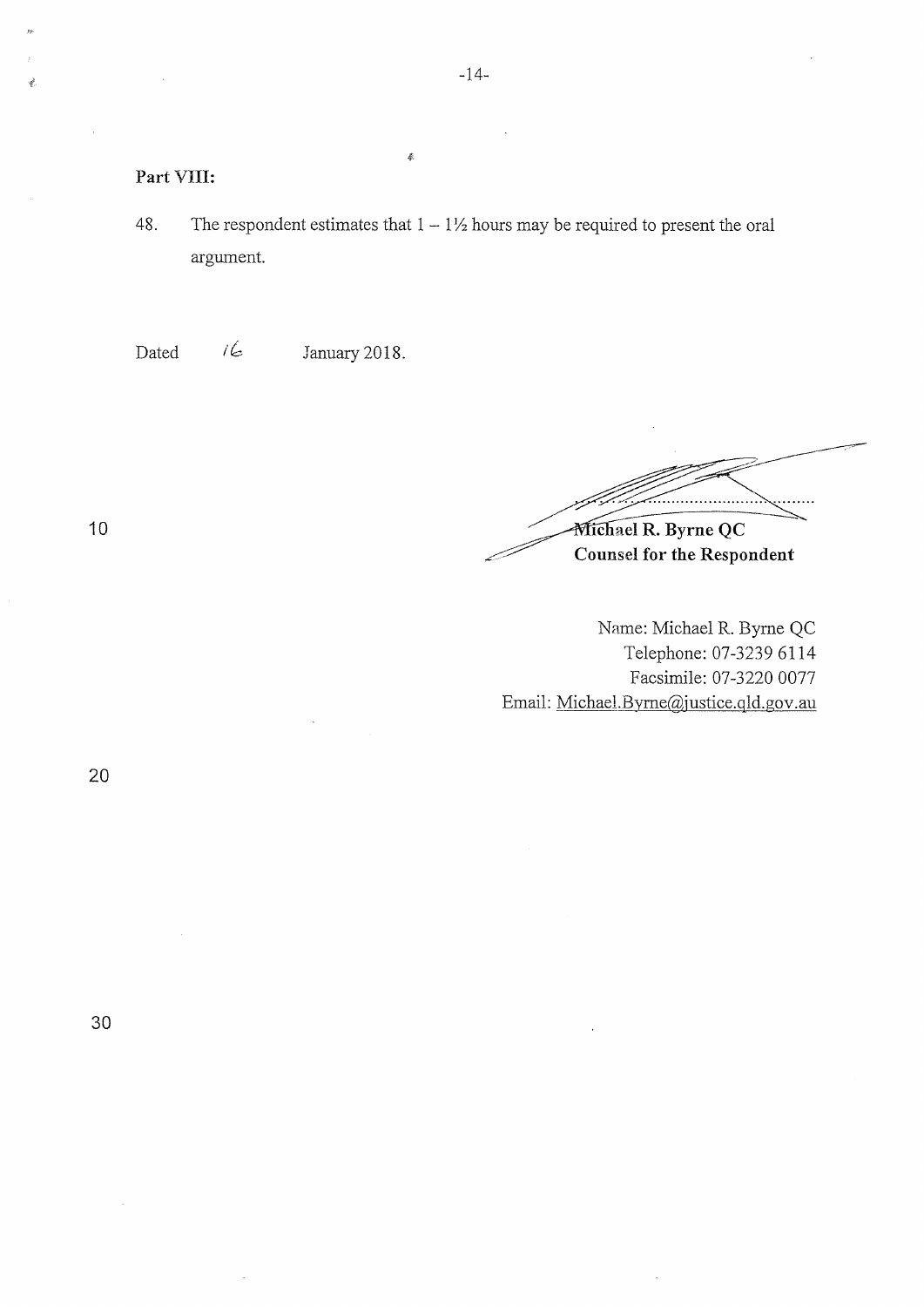**Part VIII:**

48. The respondent estimates that 1 – 1½ hours may be required to present the oral argument.

Dated 16 January 2018.

........................................

**Michael R. Byrne QC**
**Counsel for the Respondent**

Name: Michael R. Byrne QC
Telephone: 07-3239 6114
Facsimile: 07-3220 0077
Email: Michael.Byrne@justice.qld.gov.au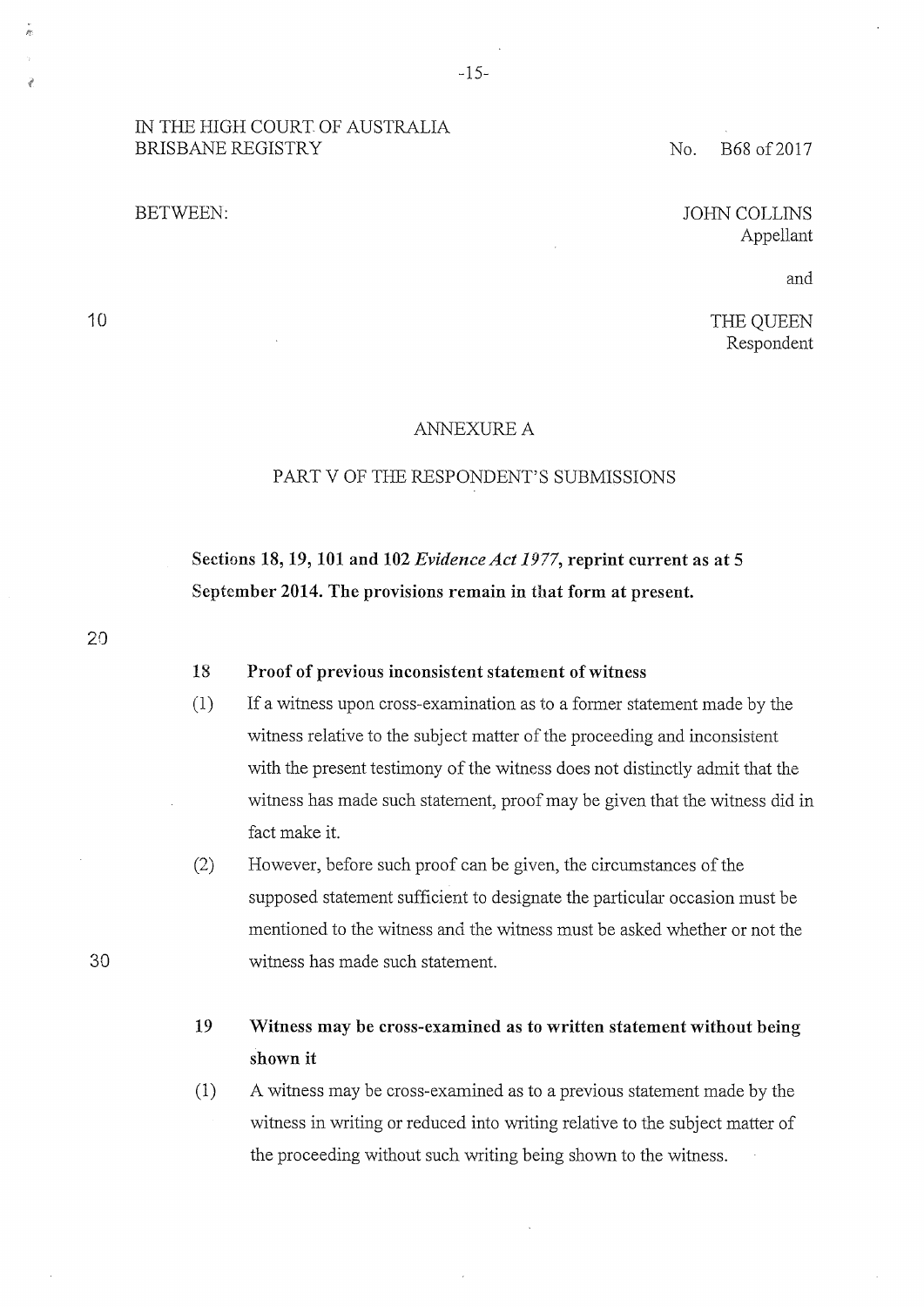IN THE HIGH COURT OF AUSTRALIA
BRISBANE REGISTRY

No. B68 of 2017

BETWEEN:

JOHN COLLINS
Appellant

and

THE QUEEN
Respondent

ANNEXURE A

PART V OF THE RESPONDENT'S SUBMISSIONS

**Sections 18, 19, 101 and 102 *Evidence Act 1977*, reprint current as at 5 September 2014. The provisions remain in that form at present.**

**18 Proof of previous inconsistent statement of witness**

(1) If a witness upon cross-examination as to a former statement made by the witness relative to the subject matter of the proceeding and inconsistent with the present testimony of the witness does not distinctly admit that the witness has made such statement, proof may be given that the witness did in fact make it.

(2) However, before such proof can be given, the circumstances of the supposed statement sufficient to designate the particular occasion must be mentioned to the witness and the witness must be asked whether or not the witness has made such statement.

**19 Witness may be cross-examined as to written statement without being shown it**

(1) A witness may be cross-examined as to a previous statement made by the witness in writing or reduced into writing relative to the subject matter of the proceeding without such writing being shown to the witness.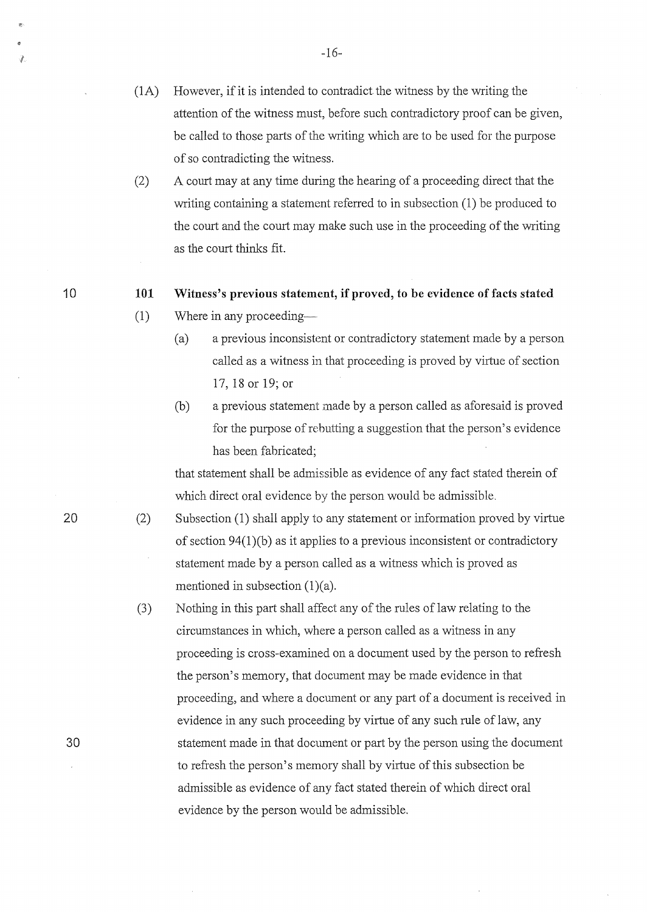(1A) However, if it is intended to contradict the witness by the writing the attention of the witness must, before such contradictory proof can be given, be called to those parts of the writing which are to be used for the purpose of so contradicting the witness.

(2) A court may at any time during the hearing of a proceeding direct that the writing containing a statement referred to in subsection (1) be produced to the court and the court may make such use in the proceeding of the writing as the court thinks fit.

**101 Witness's previous statement, if proved, to be evidence of facts stated**

(1) Where in any proceeding—

(a) a previous inconsistent or contradictory statement made by a person called as a witness in that proceeding is proved by virtue of section 17, 18 or 19; or

(b) a previous statement made by a person called as aforesaid is proved for the purpose of rebutting a suggestion that the person's evidence has been fabricated;

that statement shall be admissible as evidence of any fact stated therein of which direct oral evidence by the person would be admissible.

(2) Subsection (1) shall apply to any statement or information proved by virtue of section 94(1)(b) as it applies to a previous inconsistent or contradictory statement made by a person called as a witness which is proved as mentioned in subsection (1)(a).

(3) Nothing in this part shall affect any of the rules of law relating to the circumstances in which, where a person called as a witness in any proceeding is cross-examined on a document used by the person to refresh the person's memory, that document may be made evidence in that proceeding, and where a document or any part of a document is received in evidence in any such proceeding by virtue of any such rule of law, any statement made in that document or part by the person using the document to refresh the person's memory shall by virtue of this subsection be admissible as evidence of any fact stated therein of which direct oral evidence by the person would be admissible.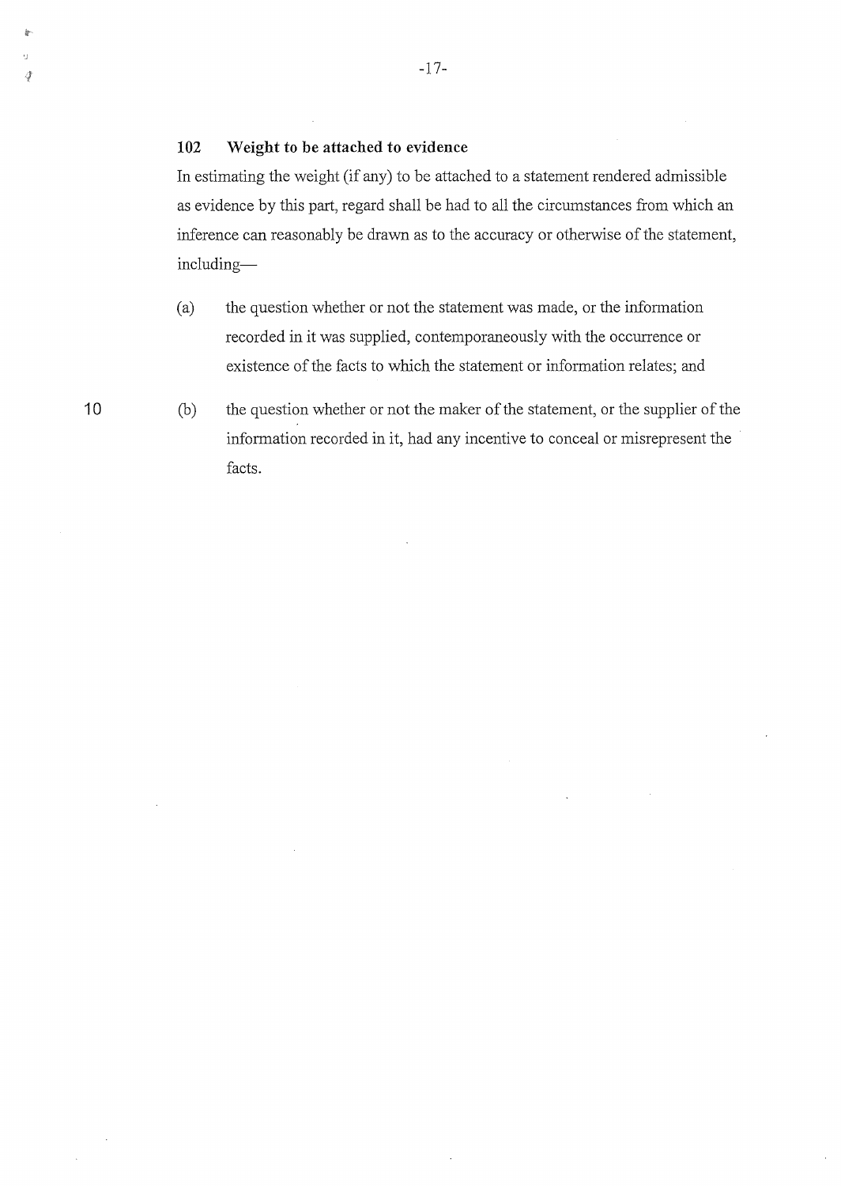### 102 Weight to be attached to evidence

In estimating the weight (if any) to be attached to a statement rendered admissible as evidence by this part, regard shall be had to all the circumstances from which an inference can reasonably be drawn as to the accuracy or otherwise of the statement, including—

(a) the question whether or not the statement was made, or the information recorded in it was supplied, contemporaneously with the occurrence or existence of the facts to which the statement or information relates; and

(b) the question whether or not the maker of the statement, or the supplier of the information recorded in it, had any incentive to conceal or misrepresent the facts.